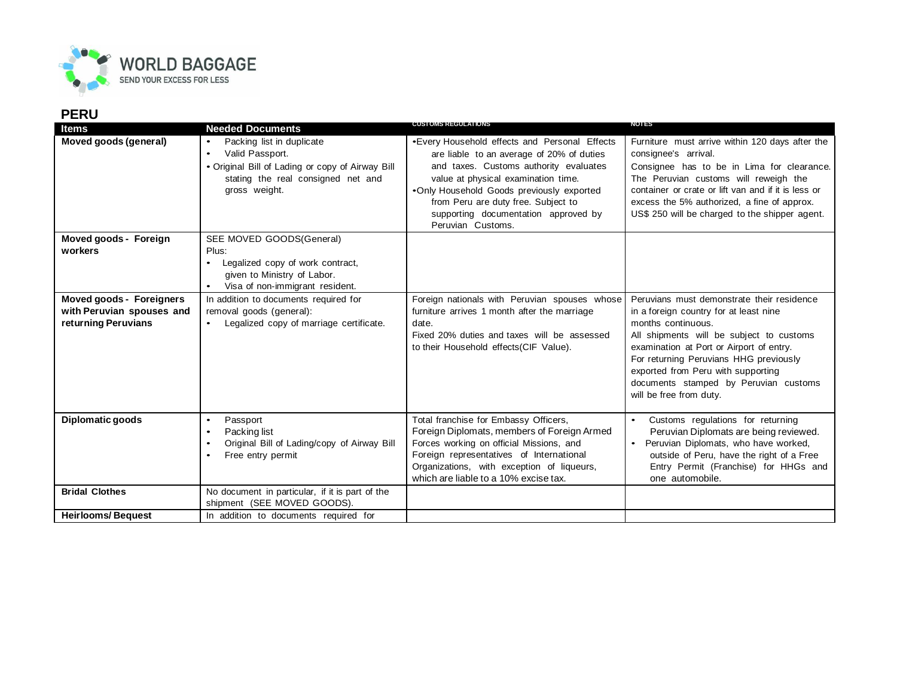# PERU

| Items | Needed Documents | CUSTOMS REGULATIONS | NOTES |
| --- | --- | --- | --- |
| **Moved goods (general)** | • Packing list in duplicate<br>• Valid Passport.<br>• Original Bill of Lading or copy of Airway Bill stating the real consigned net and gross weight. | •Every Household effects and Personal Effects are liable to an average of 20% of duties and taxes. Customs authority evaluates value at physical examination time.<br>•Only Household Goods previously exported from Peru are duty free. Subject to supporting documentation approved by Peruvian Customs. | Furniture must arrive within 120 days after the consignee's arrival.<br>Consignee has to be in Lima for clearance. The Peruvian customs will reweigh the container or crate or lift van and if it is less or excess the 5% authorized, a fine of approx. US$ 250 will be charged to the shipper agent. |
| **Moved goods - Foreign workers** | SEE MOVED GOODS(General)<br>Plus:<br>• Legalized copy of work contract, given to Ministry of Labor.<br>• Visa of non-immigrant resident. | | |
| **Moved goods - Foreigners with Peruvian spouses and returning Peruvians** | In addition to documents required for removal goods (general):<br>• Legalized copy of marriage certificate. | Foreign nationals with Peruvian spouses whose furniture arrives 1 month after the marriage date.<br>Fixed 20% duties and taxes will be assessed to their Household effects(CIF Value). | Peruvians must demonstrate their residence in a foreign country for at least nine months continuous.<br>All shipments will be subject to customs examination at Port or Airport of entry.<br>For returning Peruvians HHG previously exported from Peru with supporting documents stamped by Peruvian customs will be free from duty. |
| **Diplomatic goods** | • Passport<br>• Packing list<br>• Original Bill of Lading/copy of Airway Bill<br>• Free entry permit | Total franchise for Embassy Officers, Foreign Diplomats, members of Foreign Armed Forces working on official Missions, and Foreign representatives of International Organizations, with exception of liqueurs, which are liable to a 10% excise tax. | • Customs regulations for returning Peruvian Diplomats are being reviewed.<br>• Peruvian Diplomats, who have worked, outside of Peru, have the right of a Free Entry Permit (Franchise) for HHGs and one automobile. |
| **Bridal Clothes** | No document in particular, if it is part of the shipment (SEE MOVED GOODS). | | |
| **Heirlooms/ Bequest** | In addition to documents required for | | |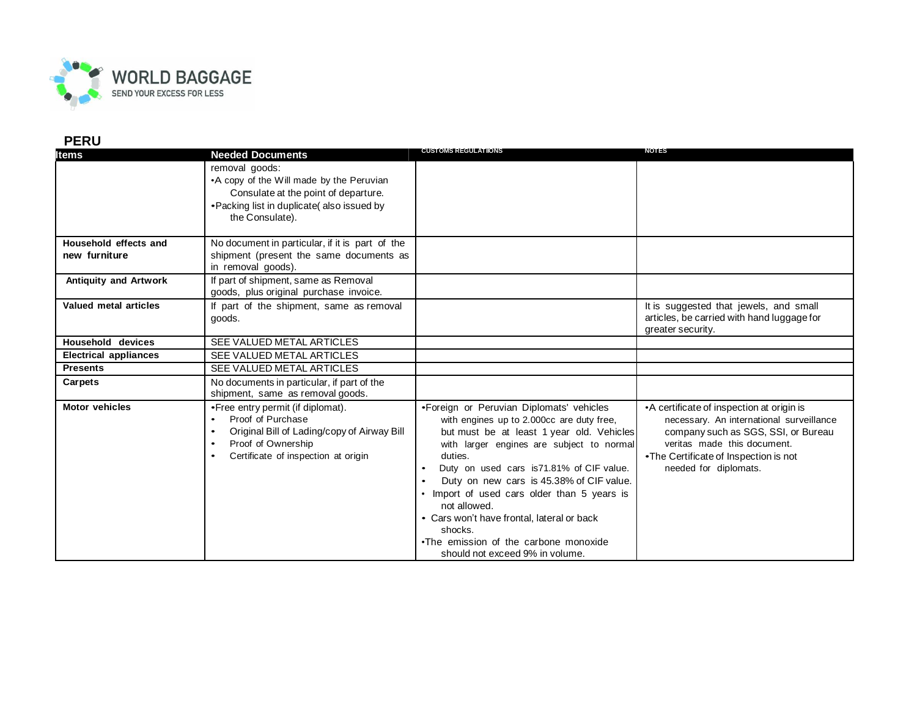## PERU

| Items | Needed Documents | CUSTOMS REGULATIONS | NOTES |
|---|---|---|---|
| | removal goods:<br>•A copy of the Will made by the Peruvian Consulate at the point of departure.<br>•Packing list in duplicate( also issued by the Consulate). | | |
| **Household effects and new furniture** | No document in particular, if it is part of the shipment (present the same documents as in removal goods). | | |
| **Antiquity and Artwork** | If part of shipment, same as Removal goods, plus original purchase invoice. | | |
| **Valued metal articles** | If part of the shipment, same as removal goods. | | It is suggested that jewels, and small articles, be carried with hand luggage for greater security. |
| **Household devices** | SEE VALUED METAL ARTICLES | | |
| **Electrical appliances** | SEE VALUED METAL ARTICLES | | |
| **Presents** | SEE VALUED METAL ARTICLES | | |
| **Carpets** | No documents in particular, if part of the shipment, same as removal goods. | | |
| **Motor vehicles** | •Free entry permit (if diplomat).<br>• Proof of Purchase<br>• Original Bill of Lading/copy of Airway Bill<br>• Proof of Ownership<br>• Certificate of inspection at origin | •Foreign or Peruvian Diplomats' vehicles with engines up to 2.000cc are duty free, but must be at least 1 year old. Vehicles with larger engines are subject to normal duties.<br>• Duty on used cars is71.81% of CIF value.<br>• Duty on new cars is 45.38% of CIF value.<br>• Import of used cars older than 5 years is not allowed.<br>• Cars won't have frontal, lateral or back shocks.<br>•The emission of the carbone monoxide should not exceed 9% in volume. | •A certificate of inspection at origin is necessary. An international surveillance company such as SGS, SSI, or Bureau veritas made this document.<br>•The Certificate of Inspection is not needed for diplomats. |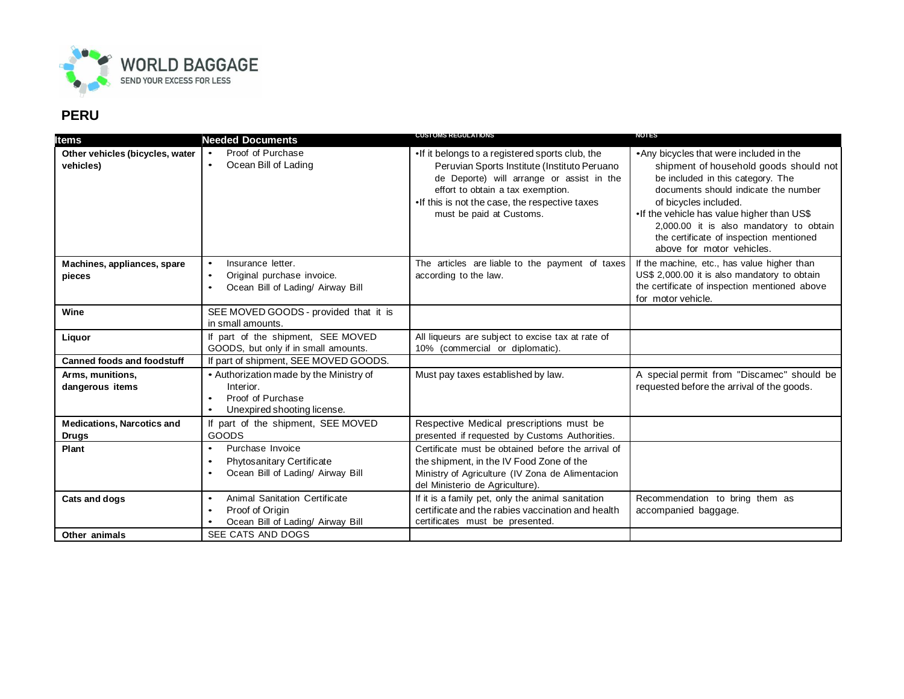WORLD BAGGAGE
SEND YOUR EXCESS FOR LESS

# PERU

| Items | Needed Documents | CUSTOMS REGULATIONS | NOTES |
|---|---|---|---|
| **Other vehicles (bicycles, water vehicles)** | • Proof of Purchase<br>• Ocean Bill of Lading | •If it belongs to a registered sports club, the Peruvian Sports Institute (Instituto Peruano de Deporte) will arrange or assist in the effort to obtain a tax exemption.<br>•If this is not the case, the respective taxes must be paid at Customs. | •Any bicycles that were included in the shipment of household goods should not be included in this category. The documents should indicate the number of bicycles included.<br>•If the vehicle has value higher than US$ 2,000.00 it is also mandatory to obtain the certificate of inspection mentioned above for motor vehicles. |
| **Machines, appliances, spare pieces** | • Insurance letter.<br>• Original purchase invoice.<br>• Ocean Bill of Lading/ Airway Bill | The articles are liable to the payment of taxes according to the law. | If the machine, etc., has value higher than US$ 2,000.00 it is also mandatory to obtain the certificate of inspection mentioned above for motor vehicle. |
| **Wine** | SEE MOVED GOODS - provided that it is in small amounts. | | |
| **Liquor** | If part of the shipment, SEE MOVED GOODS, but only if in small amounts. | All liqueurs are subject to excise tax at rate of 10% (commercial or diplomatic). | |
| **Canned foods and foodstuff** | If part of shipment, SEE MOVED GOODS. | | |
| **Arms, munitions, dangerous items** | • Authorization made by the Ministry of Interior.<br>• Proof of Purchase<br>• Unexpired shooting license. | Must pay taxes established by law. | A special permit from "Discamec" should be requested before the arrival of the goods. |
| **Medications, Narcotics and Drugs** | If part of the shipment, SEE MOVED GOODS | Respective Medical prescriptions must be presented if requested by Customs Authorities. | |
| **Plant** | • Purchase Invoice<br>• Phytosanitary Certificate<br>• Ocean Bill of Lading/ Airway Bill | Certificate must be obtained before the arrival of the shipment, in the IV Food Zone of the Ministry of Agriculture (IV Zona de Alimentacion del Ministerio de Agriculture). | |
| **Cats and dogs** | • Animal Sanitation Certificate<br>• Proof of Origin<br>• Ocean Bill of Lading/ Airway Bill | If it is a family pet, only the animal sanitation certificate and the rabies vaccination and health certificates must be presented. | Recommendation to bring them as accompanied baggage. |
| **Other animals** | SEE CATS AND DOGS | | |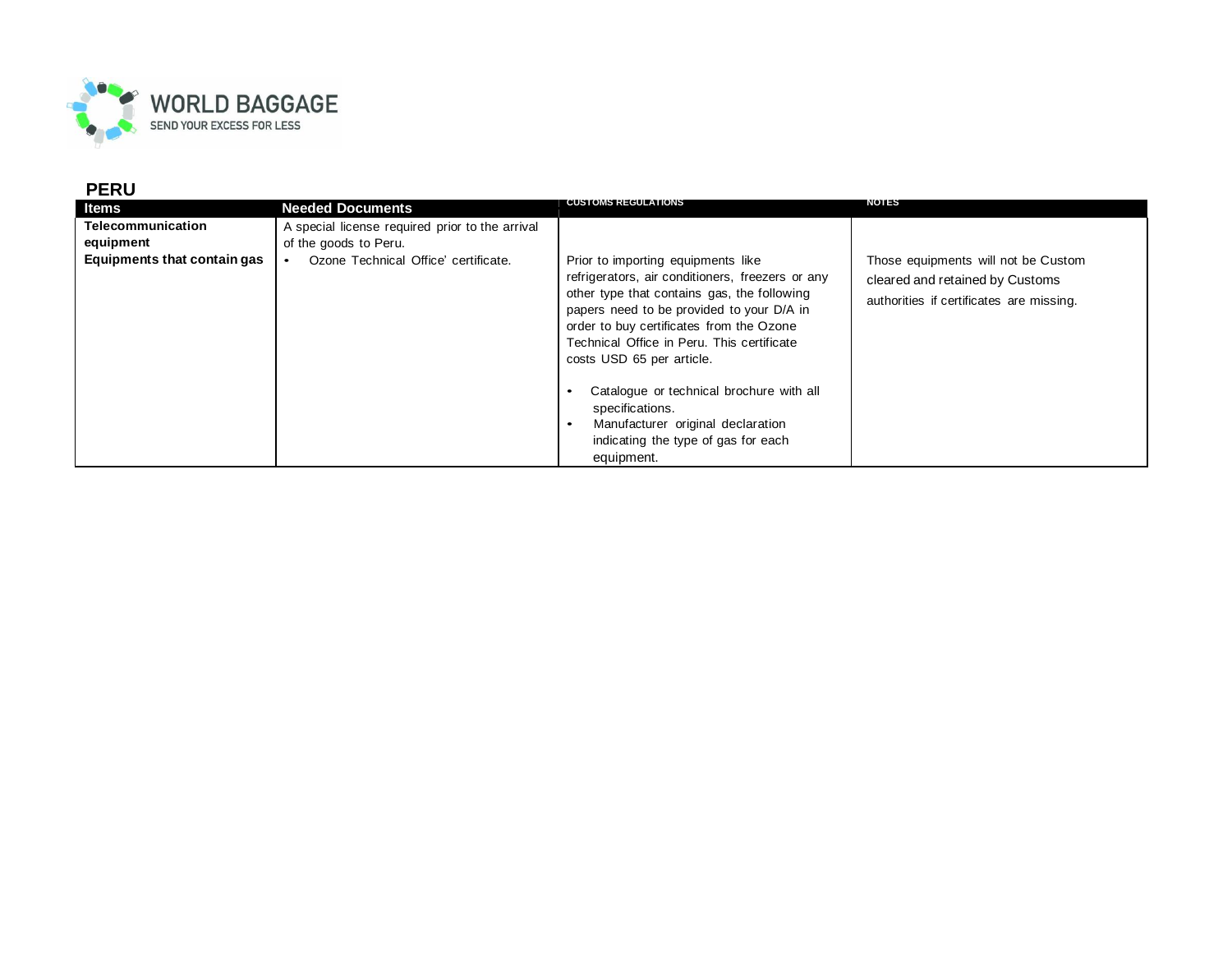## PERU

| Items | Needed Documents | CUSTOMS REGULATIONS | NOTES |
|---|---|---|---|
| **Telecommunication equipment**<br>**Equipments that contain gas** | A special license required prior to the arrival of the goods to Peru.<br>• Ozone Technical Office' certificate. | Prior to importing equipments like refrigerators, air conditioners, freezers or any other type that contains gas, the following papers need to be provided to your D/A in order to buy certificates from the Ozone Technical Office in Peru. This certificate costs USD 65 per article.<br>• Catalogue or technical brochure with all specifications.<br>• Manufacturer original declaration indicating the type of gas for each equipment. | Those equipments will not be Custom cleared and retained by Customs authorities if certificates are missing. |